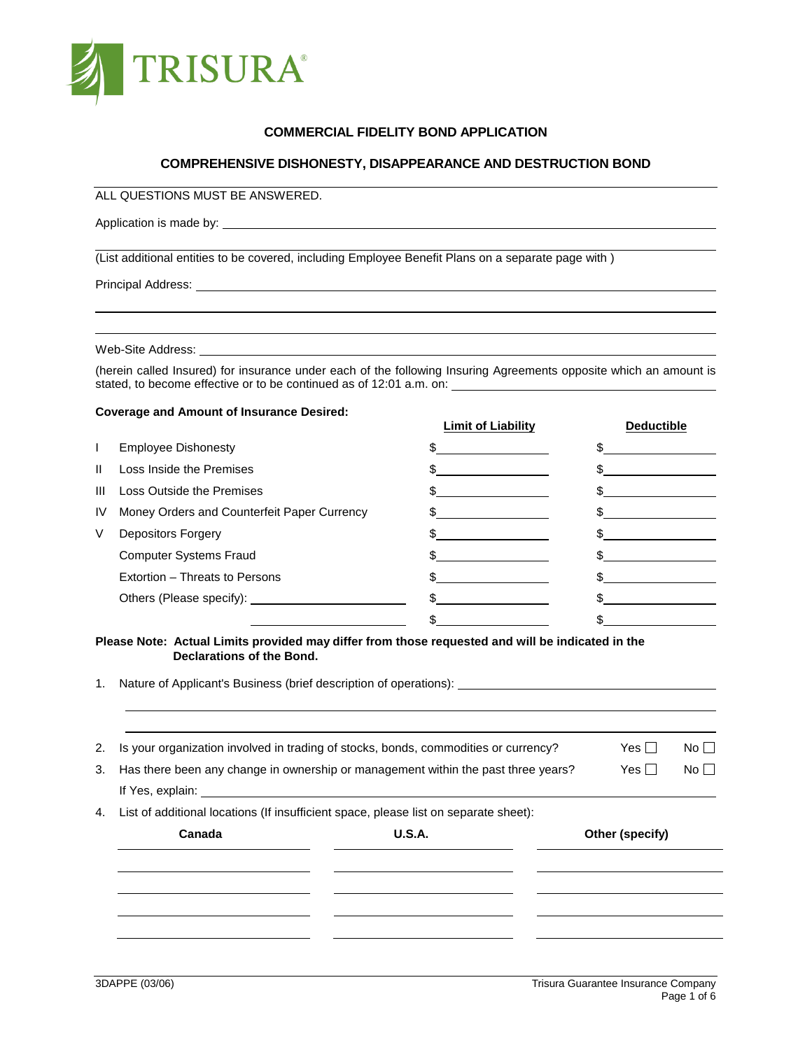TRISURA®

## COMMERCIAL FIDELITY BOND APPLICATION

## COMPREHENSIVE DISHONESTY, DISAPPEARANCE AND DESTRUCTION BOND

ALL QUESTIONS MUST BE ANSWERED.

Application is made by: ____________________________________________

(List additional entities to be covered, including Employee Benefit Plans on a separate page with )

Principal Address: ____________________________________________

Web-Site Address: ____________________________________________

(herein called Insured) for insurance under each of the following Insuring Agreements opposite which an amount is stated, to become effective or to be continued as of 12:01 a.m. on: ____________________

**Coverage and Amount of Insurance Desired:**

| | | Limit of Liability | Deductible |
|---|---|---|---|
| I | Employee Dishonesty | $ | $ |
| II | Loss Inside the Premises | $ | $ |
| III | Loss Outside the Premises | $ | $ |
| IV | Money Orders and Counterfeit Paper Currency | $ | $ |
| V | Depositors Forgery | $ | $ |
| | Computer Systems Fraud | $ | $ |
| | Extortion – Threats to Persons | $ | $ |
| | Others (Please specify): ____________ | $ | $ |
| | ____________ | $ | $ |

**Please Note: Actual Limits provided may differ from those requested and will be indicated in the Declarations of the Bond.**

1. Nature of Applicant's Business (brief description of operations): ____________________

2. Is your organization involved in trading of stocks, bonds, commodities or currency? Yes ☐ No ☐

3. Has there been any change in ownership or management within the past three years? Yes ☐ No ☐

   If Yes, explain: ____________________

4. List of additional locations (If insufficient space, please list on separate sheet):

| Canada | U.S.A. | Other (specify) |
|---|---|---|
| | | |
| | | |
| | | |
| | | |
| | | |

3DAPPE (03/06)

Trisura Guarantee Insurance Company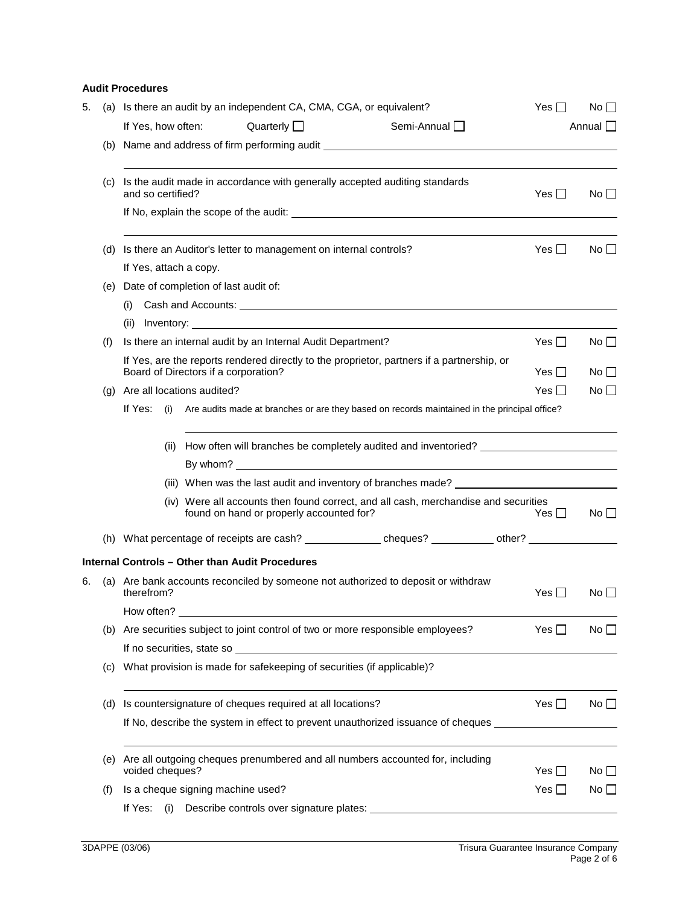**Audit Procedures**

5. (a) Is there an audit by an independent CA, CMA, CGA, or equivalent? Yes ☐ No ☐

   If Yes, how often: Quarterly ☐ Semi-Annual ☐ Annual ☐

   (b) Name and address of firm performing audit ______________________________

   ______________________________

   (c) Is the audit made in accordance with generally accepted auditing standards and so certified? Yes ☐ No ☐

   If No, explain the scope of the audit: ______________________________

   ______________________________

   (d) Is there an Auditor's letter to management on internal controls? Yes ☐ No ☐

   If Yes, attach a copy.

   (e) Date of completion of last audit of:

   (i) Cash and Accounts: ______________________________

   (ii) Inventory: ______________________________

   (f) Is there an internal audit by an Internal Audit Department? Yes ☐ No ☐

   If Yes, are the reports rendered directly to the proprietor, partners if a partnership, or Board of Directors if a corporation? Yes ☐ No ☐

   (g) Are all locations audited? Yes ☐ No ☐

   If Yes: (i) Are audits made at branches or are they based on records maintained in the principal office?

   ______________________________

   (ii) How often will branches be completely audited and inventoried? ______________________________

   By whom? ______________________________

   (iii) When was the last audit and inventory of branches made? ______________________________

   (iv) Were all accounts then found correct, and all cash, merchandise and securities found on hand or properly accounted for? Yes ☐ No ☐

   (h) What percentage of receipts are cash? ____________ cheques? ____________ other? ____________

**Internal Controls – Other than Audit Procedures**

6. (a) Are bank accounts reconciled by someone not authorized to deposit or withdraw therefrom? Yes ☐ No ☐

   How often? ______________________________

   (b) Are securities subject to joint control of two or more responsible employees? Yes ☐ No ☐

   If no securities, state so ______________________________

   (c) What provision is made for safekeeping of securities (if applicable)?

   ______________________________

   (d) Is countersignature of cheques required at all locations? Yes ☐ No ☐

   If No, describe the system in effect to prevent unauthorized issuance of cheques ______________________________

   ______________________________

   (e) Are all outgoing cheques prenumbered and all numbers accounted for, including voided cheques? Yes ☐ No ☐

   (f) Is a cheque signing machine used? Yes ☐ No ☐

   If Yes: (i) Describe controls over signature plates: ______________________________

3DAPPE (03/06) Trisura Guarantee Insurance Company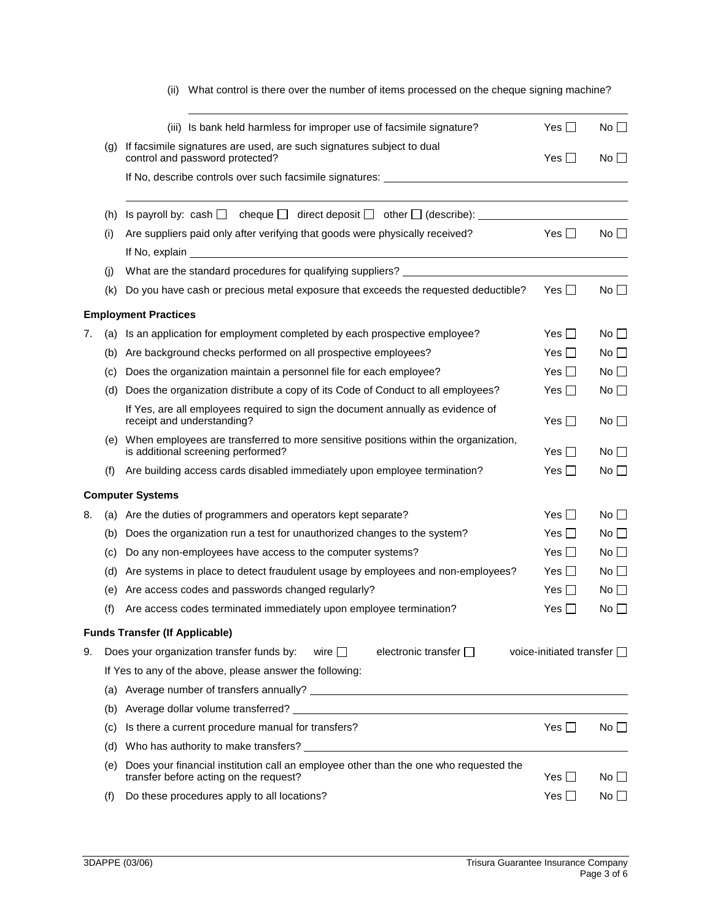(ii) What control is there over the number of items processed on the cheque signing machine?

\_\_\_\_\_\_\_\_\_\_\_\_\_\_\_\_\_\_\_\_\_\_\_\_\_\_\_\_\_\_\_\_\_\_\_\_\_\_\_\_

(iii) Is bank held harmless for improper use of facsimile signature? Yes ☐ No ☐

(g) If facsimile signatures are used, are such signatures subject to dual control and password protected? Yes ☐ No ☐

If No, describe controls over such facsimile signatures: \_\_\_\_\_\_\_\_\_\_\_\_\_\_\_\_\_\_\_\_\_\_\_\_\_\_\_\_\_\_\_\_\_\_\_\_\_\_\_\_

\_\_\_\_\_\_\_\_\_\_\_\_\_\_\_\_\_\_\_\_\_\_\_\_\_\_\_\_\_\_\_\_\_\_\_\_\_\_\_\_

(h) Is payroll by: cash ☐ cheque ☐ direct deposit ☐ other ☐ (describe): \_\_\_\_\_\_\_\_\_\_\_\_\_\_\_\_\_\_\_\_

(i) Are suppliers paid only after verifying that goods were physically received? Yes ☐ No ☐

If No, explain \_\_\_\_\_\_\_\_\_\_\_\_\_\_\_\_\_\_\_\_\_\_\_\_\_\_\_\_\_\_\_\_\_\_\_\_\_\_\_\_

(j) What are the standard procedures for qualifying suppliers? \_\_\_\_\_\_\_\_\_\_\_\_\_\_\_\_\_\_\_\_

(k) Do you have cash or precious metal exposure that exceeds the requested deductible? Yes ☐ No ☐

**Employment Practices**

7. (a) Is an application for employment completed by each prospective employee? Yes ☐ No ☐

(b) Are background checks performed on all prospective employees? Yes ☐ No ☐

(c) Does the organization maintain a personnel file for each employee? Yes ☐ No ☐

(d) Does the organization distribute a copy of its Code of Conduct to all employees? Yes ☐ No ☐

If Yes, are all employees required to sign the document annually as evidence of receipt and understanding? Yes ☐ No ☐

(e) When employees are transferred to more sensitive positions within the organization, is additional screening performed? Yes ☐ No ☐

(f) Are building access cards disabled immediately upon employee termination? Yes ☐ No ☐

**Computer Systems**

8. (a) Are the duties of programmers and operators kept separate? Yes ☐ No ☐

(b) Does the organization run a test for unauthorized changes to the system? Yes ☐ No ☐

(c) Do any non-employees have access to the computer systems? Yes ☐ No ☐

(d) Are systems in place to detect fraudulent usage by employees and non-employees? Yes ☐ No ☐

(e) Are access codes and passwords changed regularly? Yes ☐ No ☐

(f) Are access codes terminated immediately upon employee termination? Yes ☐ No ☐

**Funds Transfer (If Applicable)**

9. Does your organization transfer funds by: wire ☐ electronic transfer ☐ voice-initiated transfer ☐

If Yes to any of the above, please answer the following:

(a) Average number of transfers annually? \_\_\_\_\_\_\_\_\_\_\_\_\_\_\_\_\_\_\_\_\_\_\_\_\_\_\_\_\_\_\_\_\_\_\_\_\_\_\_\_

(b) Average dollar volume transferred? \_\_\_\_\_\_\_\_\_\_\_\_\_\_\_\_\_\_\_\_\_\_\_\_\_\_\_\_\_\_\_\_\_\_\_\_\_\_\_\_

(c) Is there a current procedure manual for transfers? Yes ☐ No ☐

(d) Who has authority to make transfers? \_\_\_\_\_\_\_\_\_\_\_\_\_\_\_\_\_\_\_\_\_\_\_\_\_\_\_\_\_\_\_\_\_\_\_\_\_\_\_\_

(e) Does your financial institution call an employee other than the one who requested the transfer before acting on the request? Yes ☐ No ☐

(f) Do these procedures apply to all locations? Yes ☐ No ☐

3DAPPE (03/06) Trisura Guarantee Insurance Company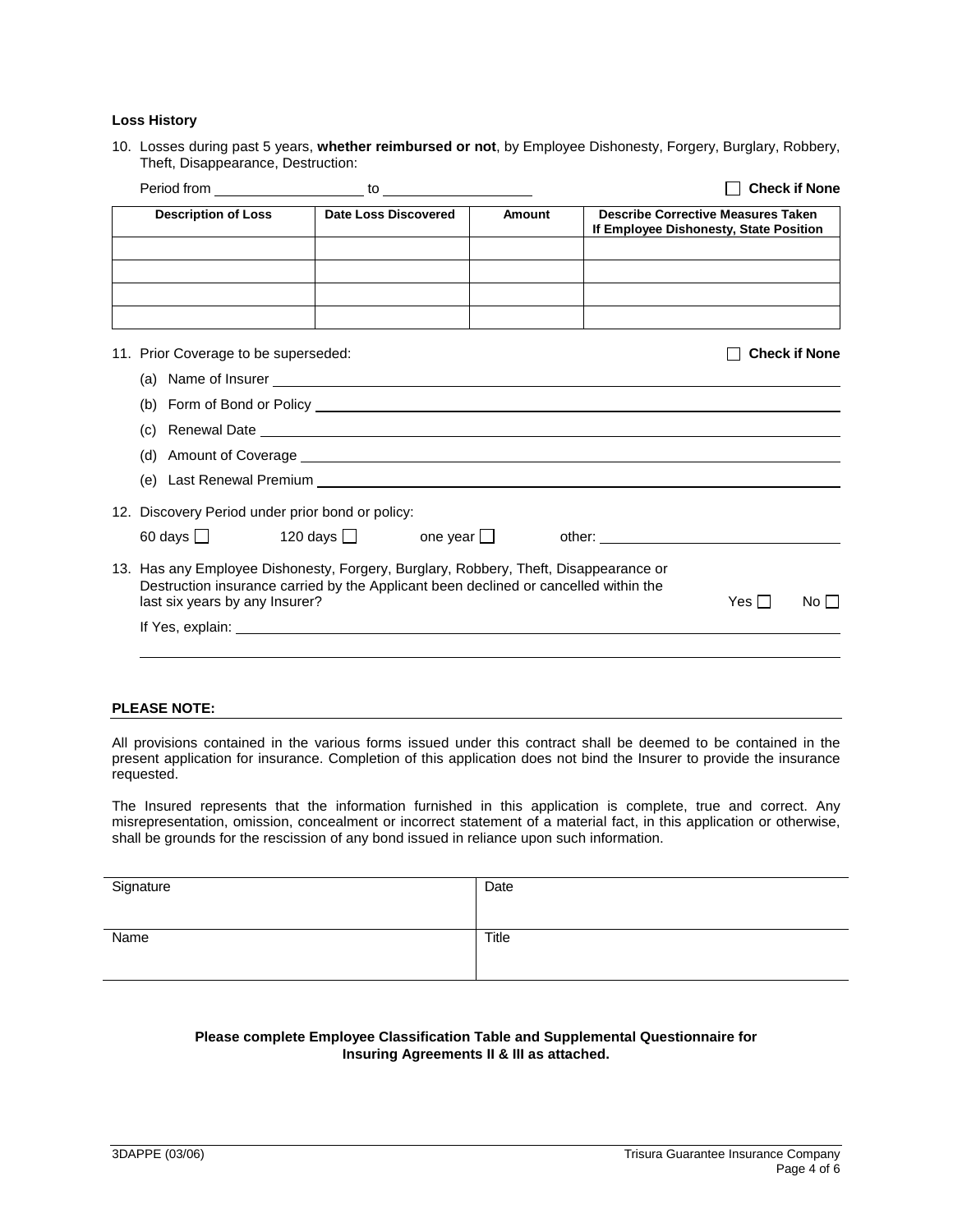**Loss History**

10. Losses during past 5 years, **whether reimbursed or not**, by Employee Dishonesty, Forgery, Burglary, Robbery, Theft, Disappearance, Destruction:

Period from ____________________ to ____________________ ☐ **Check if None**

| Description of Loss | Date Loss Discovered | Amount | Describe Corrective Measures Taken If Employee Dishonesty, State Position |
|---|---|---|---|
| | | | |
| | | | |
| | | | |
| | | | |

11. Prior Coverage to be superseded: ☐ **Check if None**

    (a) Name of Insurer ____________________

    (b) Form of Bond or Policy ____________________

    (c) Renewal Date ____________________

    (d) Amount of Coverage ____________________

    (e) Last Renewal Premium ____________________

12. Discovery Period under prior bond or policy:

    60 days ☐ 120 days ☐ one year ☐ other: ____________________

13. Has any Employee Dishonesty, Forgery, Burglary, Robbery, Theft, Disappearance or Destruction insurance carried by the Applicant been declined or cancelled within the last six years by any Insurer? Yes ☐ No ☐

    If Yes, explain: ____________________

**PLEASE NOTE:**

All provisions contained in the various forms issued under this contract shall be deemed to be contained in the present application for insurance. Completion of this application does not bind the Insurer to provide the insurance requested.

The Insured represents that the information furnished in this application is complete, true and correct. Any misrepresentation, omission, concealment or incorrect statement of a material fact, in this application or otherwise, shall be grounds for the rescission of any bond issued in reliance upon such information.

| Signature | Date |
|---|---|
| Name | Title |

**Please complete Employee Classification Table and Supplemental Questionnaire for Insuring Agreements II & III as attached.**

3DAPPE (03/06) Trisura Guarantee Insurance Company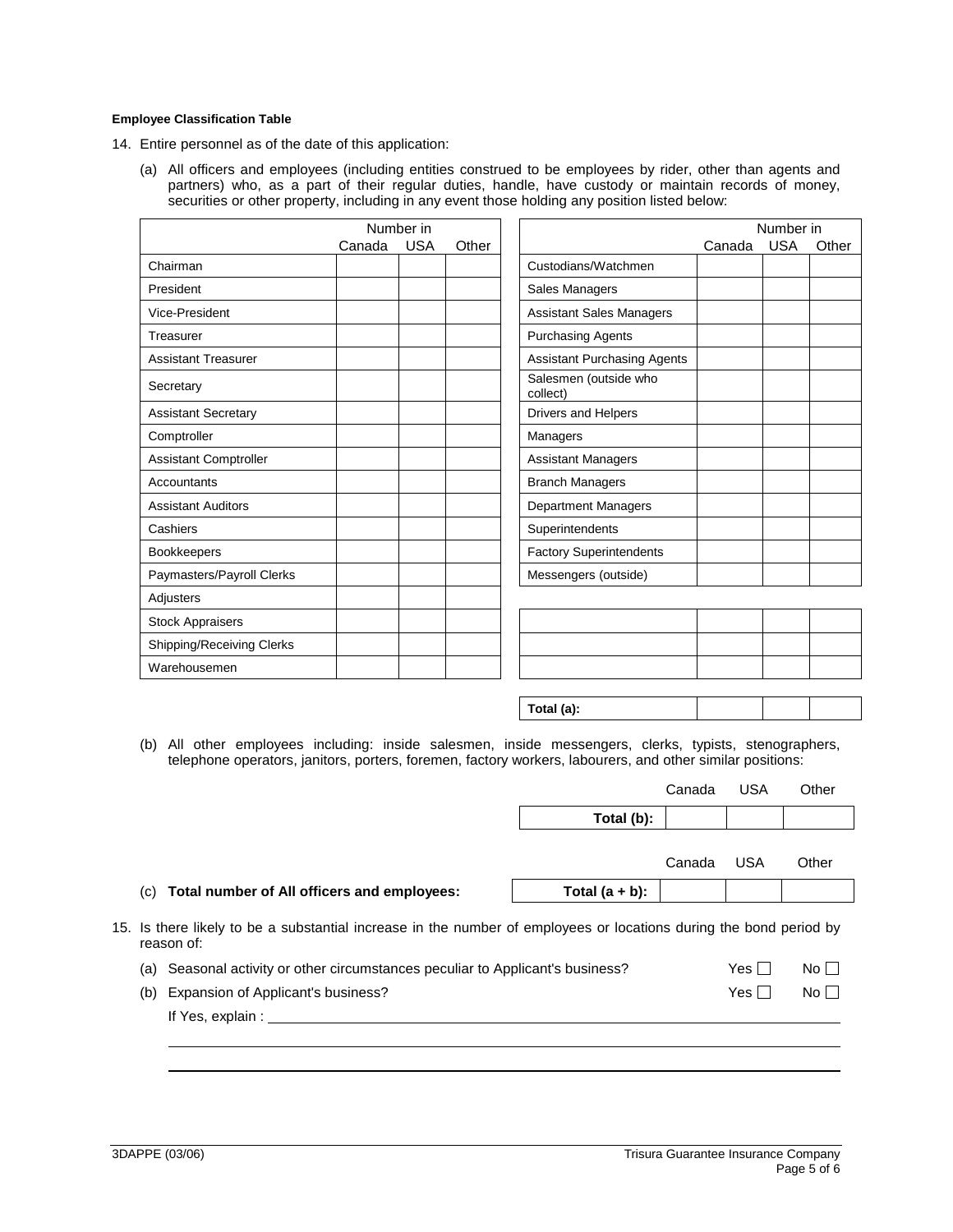**Employee Classification Table**

14. Entire personnel as of the date of this application:

(a) All officers and employees (including entities construed to be employees by rider, other than agents and partners) who, as a part of their regular duties, handle, have custody or maintain records of money, securities or other property, including in any event those holding any position listed below:

| | Number in | | |
|---|---|---|---|
| | Canada | USA | Other |
| Chairman | | | |
| President | | | |
| Vice-President | | | |
| Treasurer | | | |
| Assistant Treasurer | | | |
| Secretary | | | |
| Assistant Secretary | | | |
| Comptroller | | | |
| Assistant Comptroller | | | |
| Accountants | | | |
| Assistant Auditors | | | |
| Cashiers | | | |
| Bookkeepers | | | |
| Paymasters/Payroll Clerks | | | |
| Adjusters | | | |
| Stock Appraisers | | | |
| Shipping/Receiving Clerks | | | |
| Warehousemen | | | |

| | Number in | | |
|---|---|---|---|
| | Canada | USA | Other |
| Custodians/Watchmen | | | |
| Sales Managers | | | |
| Assistant Sales Managers | | | |
| Purchasing Agents | | | |
| Assistant Purchasing Agents | | | |
| Salesmen (outside who collect) | | | |
| Drivers and Helpers | | | |
| Managers | | | |
| Assistant Managers | | | |
| Branch Managers | | | |
| Department Managers | | | |
| Superintendents | | | |
| Factory Superintendents | | | |
| Messengers (outside) | | | |
| | | | |
| | | | |
| | | | |
| **Total (a):** | | | |

(b) All other employees including: inside salesmen, inside messengers, clerks, typists, stenographers, telephone operators, janitors, porters, foremen, factory workers, labourers, and other similar positions:

| | Canada | USA | Other |
|---|---|---|---|
| **Total (b):** | | | |

(c) **Total number of All officers and employees:**

| | Canada | USA | Other |
|---|---|---|---|
| **Total (a + b):** | | | |

15. Is there likely to be a substantial increase in the number of employees or locations during the bond period by reason of:

(a) Seasonal activity or other circumstances peculiar to Applicant's business? Yes ☐ No ☐

(b) Expansion of Applicant's business? Yes ☐ No ☐

If Yes, explain : ______________________________

______________________________

______________________________

3DAPPE (03/06) Trisura Guarantee Insurance Company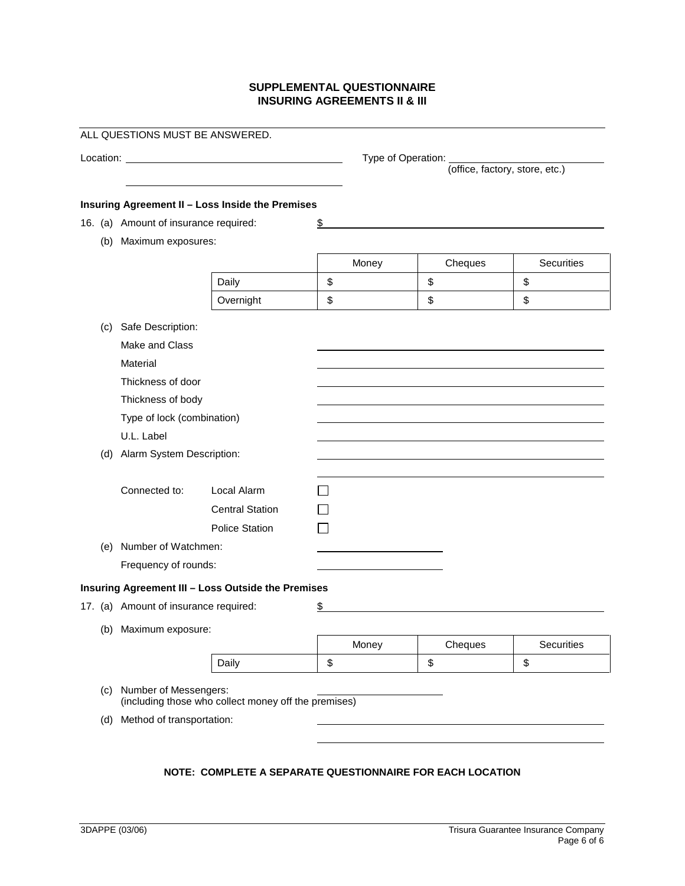## SUPPLEMENTAL QUESTIONNAIRE
## INSURING AGREEMENTS II & III

ALL QUESTIONS MUST BE ANSWERED.

Location: ______________________________________

______________________________________

Type of Operation: ______________________________
(office, factory, store, etc.)

**Insuring Agreement II – Loss Inside the Premises**

16. (a) Amount of insurance required: $ ______________________________

(b) Maximum exposures:

| | Money | Cheques | Securities |
|---|---|---|---|
| Daily | $ | $ | $ |
| Overnight | $ | $ | $ |

(c) Safe Description:

Make and Class ______________________________

Material ______________________________

Thickness of door ______________________________

Thickness of body ______________________________

Type of lock (combination) ______________________________

U.L. Label ______________________________

(d) Alarm System Description: ______________________________

______________________________

Connected to:
- Local Alarm ☐
- Central Station ☐
- Police Station ☐

(e) Number of Watchmen: ______________

Frequency of rounds: ______________

**Insuring Agreement III – Loss Outside the Premises**

17. (a) Amount of insurance required: $ ______________________________

(b) Maximum exposure:

| | Money | Cheques | Securities |
|---|---|---|---|
| Daily | $ | $ | $ |

(c) Number of Messengers: ______________
(including those who collect money off the premises)

(d) Method of transportation: ______________________________

______________________________

**NOTE: COMPLETE A SEPARATE QUESTIONNAIRE FOR EACH LOCATION**

3DAPPE (03/06) Trisura Guarantee Insurance Company